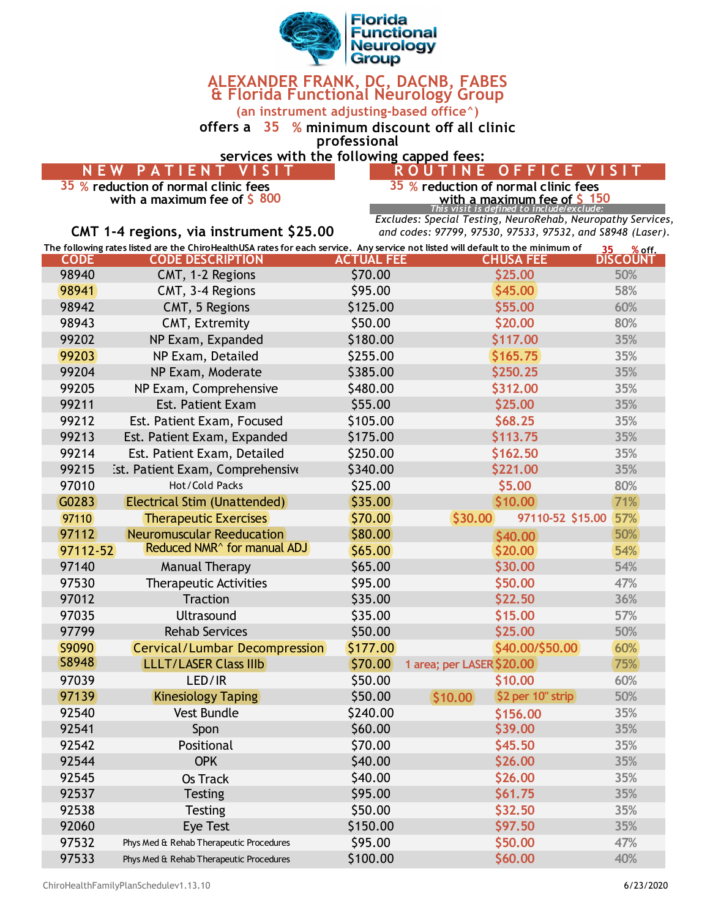**Florida Functional Neurology Group**

# ALEXANDER FRANK, DC, DACNB, FABES
# & Florida Functional Neurology Group

(an instrument adjusting-based office^)

**offers a 35 % minimum discount off all clinic professional services with the following capped fees:**

## NEW PATIENT VISIT

35 % reduction of normal clinic fees with a maximum fee of $ 800

**CMT 1-4 regions, via instrument $25.00**

## ROUTINE OFFICE VISIT

35 % reduction of normal clinic fees with a maximum fee of $ 150

*This visit is defined to include/exclude:*

*Excludes: Special Testing, NeuroRehab, Neuropathy Services, and codes: 97799, 97530, 97533, 97532, and S8948 (Laser).*

The following rates listed are the ChiroHealthUSA rates for each service. Any service not listed will default to the minimum of 35 % off.

| CODE | CODE DESCRIPTION | ACTUAL FEE | | CHUSA FEE | DISCOUNT |
|---|---|---|---|---|---|
| 98940 | CMT, 1-2 Regions | $70.00 | | $25.00 | 50% |
| 98941 | CMT, 3-4 Regions | $95.00 | | $45.00 | 58% |
| 98942 | CMT, 5 Regions | $125.00 | | $55.00 | 60% |
| 98943 | CMT, Extremity | $50.00 | | $20.00 | 80% |
| 99202 | NP Exam, Expanded | $180.00 | | $117.00 | 35% |
| 99203 | NP Exam, Detailed | $255.00 | | $165.75 | 35% |
| 99204 | NP Exam, Moderate | $385.00 | | $250.25 | 35% |
| 99205 | NP Exam, Comprehensive | $480.00 | | $312.00 | 35% |
| 99211 | Est. Patient Exam | $55.00 | | $25.00 | 35% |
| 99212 | Est. Patient Exam, Focused | $105.00 | | $68.25 | 35% |
| 99213 | Est. Patient Exam, Expanded | $175.00 | | $113.75 | 35% |
| 99214 | Est. Patient Exam, Detailed | $250.00 | | $162.50 | 35% |
| 99215 | Est. Patient Exam, Comprehensive | $340.00 | | $221.00 | 35% |
| 97010 | Hot/Cold Packs | $25.00 | | $5.00 | 80% |
| G0283 | Electrical Stim (Unattended) | $35.00 | | $10.00 | 71% |
| 97110 | Therapeutic Exercises | $70.00 | $30.00 | 97110-52 $15.00 | 57% |
| 97112 | Neuromuscular Reeducation | $80.00 | | $40.00 | 50% |
| 97112-52 | Reduced NMR^ for manual ADJ | $65.00 | | $20.00 | 54% |
| 97140 | Manual Therapy | $65.00 | | $30.00 | 54% |
| 97530 | Therapeutic Activities | $95.00 | | $50.00 | 47% |
| 97012 | Traction | $35.00 | | $22.50 | 36% |
| 97035 | Ultrasound | $35.00 | | $15.00 | 57% |
| 97799 | Rehab Services | $50.00 | | $25.00 | 50% |
| S9090 | Cervical/Lumbar Decompression | $177.00 | | $40.00/$50.00 | 60% |
| S8948 | LLLT/LASER Class IIIb | $70.00 | 1 area; per LASER | $20.00 | 75% |
| 97039 | LED/IR | $50.00 | | $10.00 | 60% |
| 97139 | Kinesiology Taping | $50.00 | $10.00 | $2 per 10" strip | 50% |
| 92540 | Vest Bundle | $240.00 | | $156.00 | 35% |
| 92541 | Spon | $60.00 | | $39.00 | 35% |
| 92542 | Positional | $70.00 | | $45.50 | 35% |
| 92544 | OPK | $40.00 | | $26.00 | 35% |
| 92545 | Os Track | $40.00 | | $26.00 | 35% |
| 92537 | Testing | $95.00 | | $61.75 | 35% |
| 92538 | Testing | $50.00 | | $32.50 | 35% |
| 92060 | Eye Test | $150.00 | | $97.50 | 35% |
| 97532 | Phys Med & Rehab Therapeutic Procedures | $95.00 | | $50.00 | 47% |
| 97533 | Phys Med & Rehab Therapeutic Procedures | $100.00 | | $60.00 | 40% |

ChiroHealthFamilyPlanSchedulev1.13.10 6/23/2020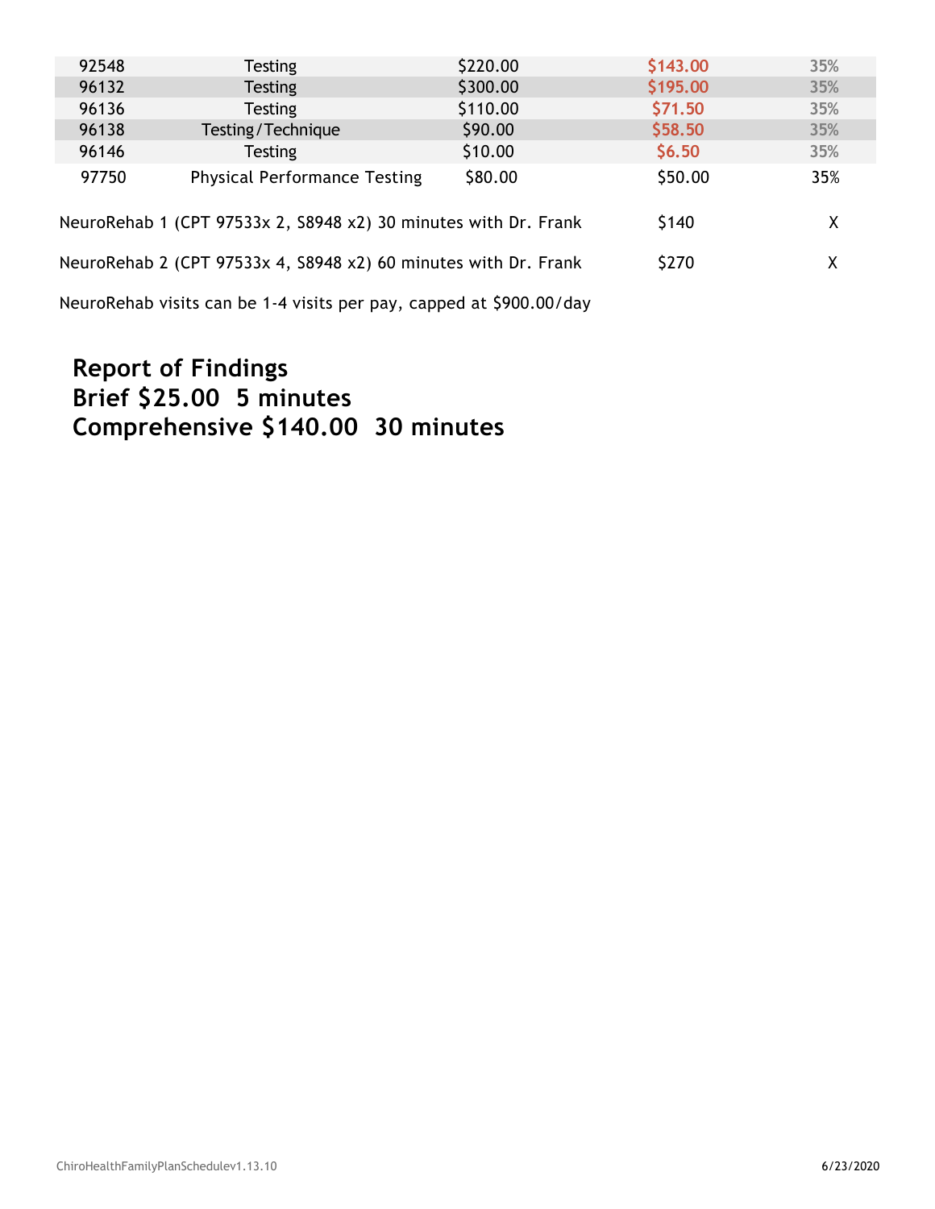| | | | | |
|---|---|---|---|---|
| 92548 | Testing | $220.00 | $143.00 | 35% |
| 96132 | Testing | $300.00 | $195.00 | 35% |
| 96136 | Testing | $110.00 | $71.50 | 35% |
| 96138 | Testing/Technique | $90.00 | $58.50 | 35% |
| 96146 | Testing | $10.00 | $6.50 | 35% |
| 97750 | Physical Performance Testing | $80.00 | $50.00 | 35% |

| | | |
|---|---|---|
| NeuroRehab 1 (CPT 97533x 2, S8948 x2) 30 minutes with Dr. Frank | $140 | X |
| NeuroRehab 2 (CPT 97533x 4, S8948 x2) 60 minutes with Dr. Frank | $270 | X |

NeuroRehab visits can be 1-4 visits per pay, capped at $900.00/day

**Report of Findings**
**Brief $25.00 5 minutes**
**Comprehensive $140.00 30 minutes**

ChiroHealthFamilyPlanSchedulev1.13.10 6/23/2020